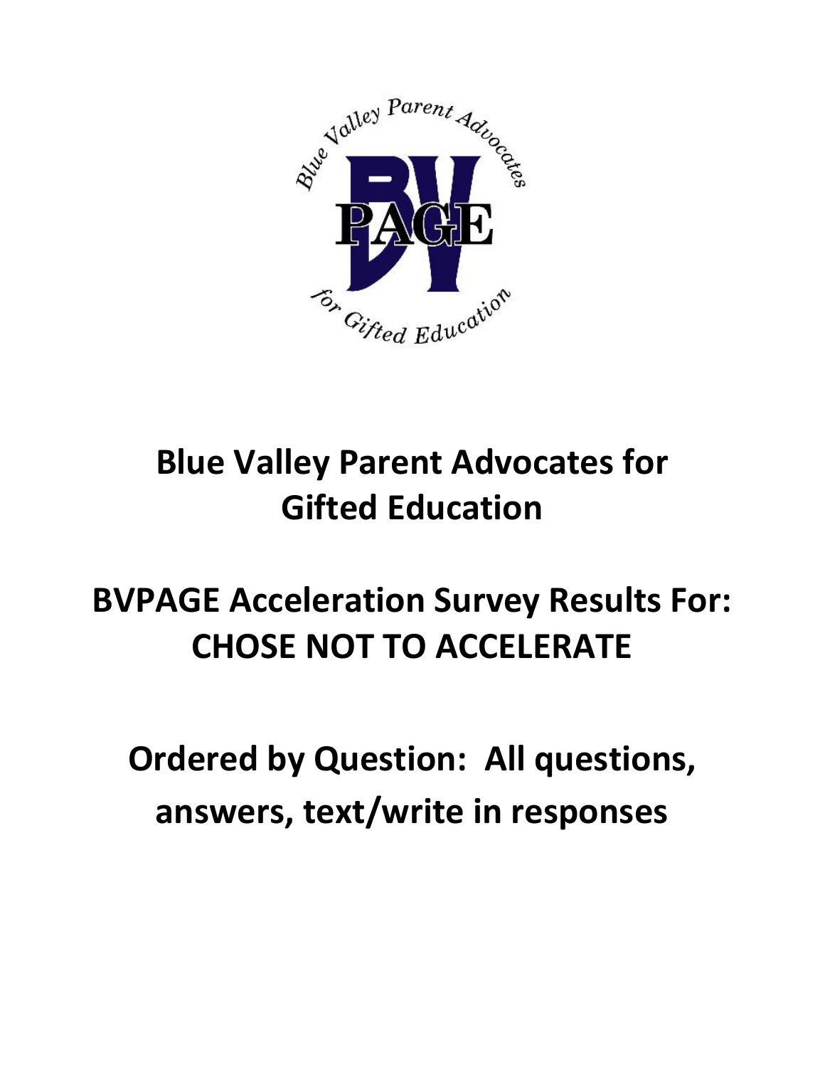# Blue Valley Parent Advocates for Gifted Education

# BVPAGE Acceleration Survey Results For: CHOSE NOT TO ACCELERATE

# Ordered by Question: All questions, answers, text/write in responses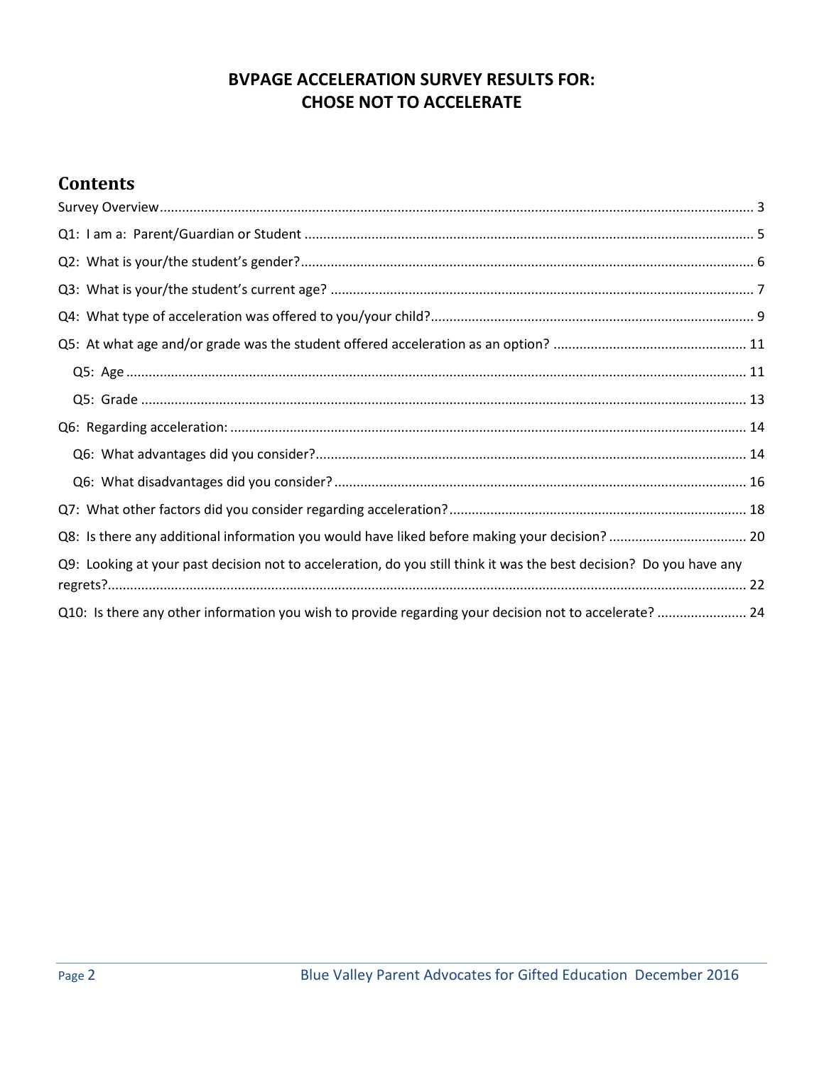**BVPAGE ACCELERATION SURVEY RESULTS FOR:**
**CHOSE NOT TO ACCELERATE**

## Contents

Survey Overview .... 3

Q1: I am a: Parent/Guardian or Student .... 5

Q2: What is your/the student's gender? .... 6

Q3: What is your/the student's current age? .... 7

Q4: What type of acceleration was offered to you/your child? .... 9

Q5: At what age and/or grade was the student offered acceleration as an option? .... 11

- Q5: Age .... 11
- Q5: Grade .... 13

Q6: Regarding acceleration: .... 14

- Q6: What advantages did you consider? .... 14
- Q6: What disadvantages did you consider? .... 16

Q7: What other factors did you consider regarding acceleration? .... 18

Q8: Is there any additional information you would have liked before making your decision? .... 20

Q9: Looking at your past decision not to acceleration, do you still think it was the best decision? Do you have any regrets? .... 22

Q10: Is there any other information you wish to provide regarding your decision not to accelerate? .... 24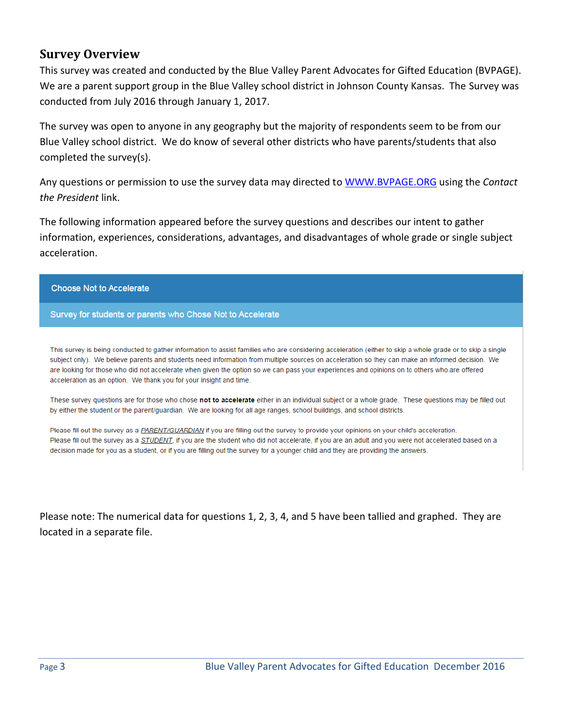## Survey Overview

This survey was created and conducted by the Blue Valley Parent Advocates for Gifted Education (BVPAGE). We are a parent support group in the Blue Valley school district in Johnson County Kansas. The Survey was conducted from July 2016 through January 1, 2017.

The survey was open to anyone in any geography but the majority of respondents seem to be from our Blue Valley school district. We do know of several other districts who have parents/students that also completed the survey(s).

Any questions or permission to use the survey data may directed to [WWW.BVPAGE.ORG](http://WWW.BVPAGE.ORG) using the *Contact the President* link.

The following information appeared before the survey questions and describes our intent to gather information, experiences, considerations, advantages, and disadvantages of whole grade or single subject acceleration.

### Choose Not to Accelerate

#### Survey for students or parents who Chose Not to Accelerate

This survey is being conducted to gather information to assist families who are considering acceleration (either to skip a whole grade or to skip a single subject only). We believe parents and students need information from multiple sources on acceleration so they can make an informed decision. We are looking for those who did not accelerate when given the option so we can pass your experiences and opinions on to others who are offered acceleration as an option. We thank you for your insight and time.

These survey questions are for those who chose **not to accelerate** either in an individual subject or a whole grade. These questions may be filled out by either the student or the parent/guardian. We are looking for all age ranges, school buildings, and school districts.

Please fill out the survey as a ***PARENT/GUARDIAN*** if you are filling out the survey to provide your opinions on your child's acceleration.
Please fill out the survey as a ***STUDENT***, if you are the student who did not accelerate, if you are an adult and you were not accelerated based on a decision made for you as a student, or if you are filling out the survey for a younger child and they are providing the answers.

Please note: The numerical data for questions 1, 2, 3, 4, and 5 have been tallied and graphed. They are located in a separate file.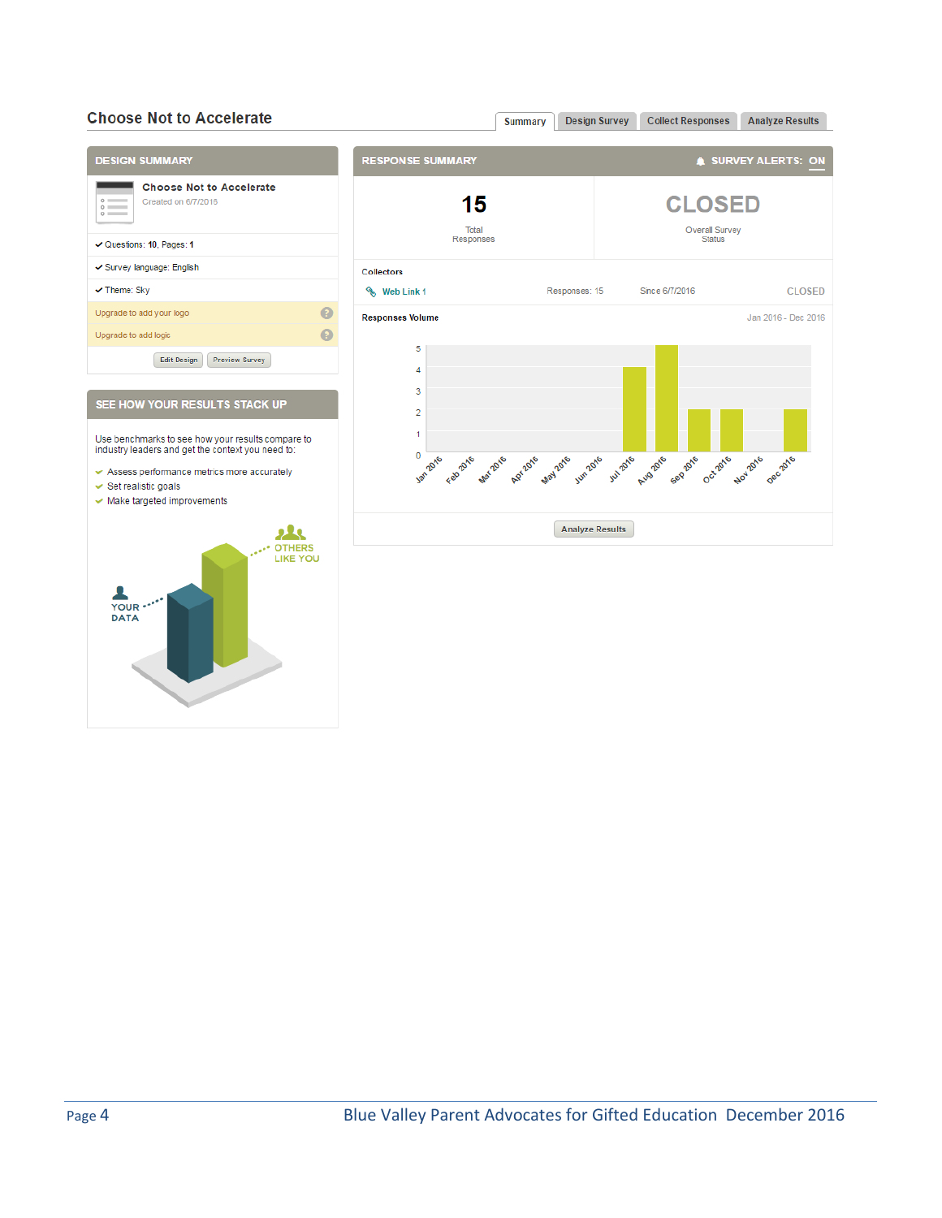## Choose Not to Accelerate

Summary | Design Survey | Collect Responses | Analyze Results

### DESIGN SUMMARY

**Choose Not to Accelerate**
Created on 6/7/2016

- Questions: **10**, Pages: **1**
- Survey language: English
- Theme: Sky

Upgrade to add your logo

Upgrade to add logic

Edit Design | Preview Survey

### RESPONSE SUMMARY

SURVEY ALERTS: ON

**15**
Total Responses

**CLOSED**
Overall Survey Status

Collectors

| Web Link 1 | Responses: 15 | Since 6/7/2016 | CLOSED |
|---|---|---|---|

Responses Volume — Jan 2016 - Dec 2016

| Month | Responses |
|---|---|
| Jan 2016 | 0 |
| Feb 2016 | 0 |
| Mar 2016 | 0 |
| Apr 2016 | 0 |
| May 2016 | 0 |
| Jun 2016 | 0 |
| Jul 2016 | 4 |
| Aug 2016 | 5 |
| Sep 2016 | 2 |
| Oct 2016 | 2 |
| Nov 2016 | 0 |
| Dec 2016 | 2 |

Analyze Results

### SEE HOW YOUR RESULTS STACK UP

Use benchmarks to see how your results compare to industry leaders and get the context you need to:

- Assess performance metrics more accurately
- Set realistic goals
- Make targeted improvements

YOUR DATA — OTHERS LIKE YOU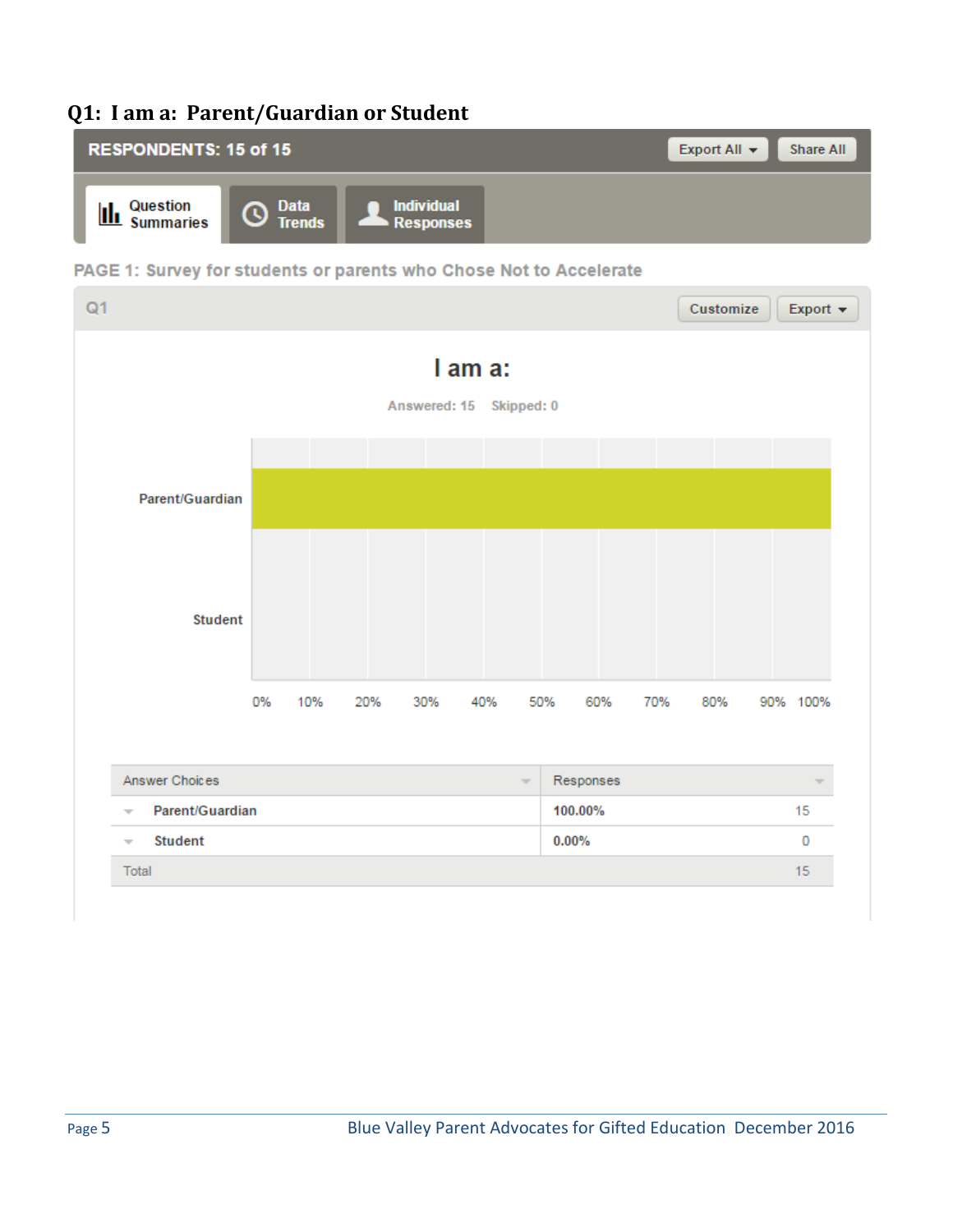## Q1: I am a: Parent/Guardian or Student

RESPONDENTS: 15 of 15

PAGE 1: Survey for students or parents who Chose Not to Accelerate

Q1

### I am a:

Answered: 15 Skipped: 0

| Answer Choices | Responses | |
|---|---|---|
| Parent/Guardian | 100.00% | 15 |
| Student | 0.00% | 0 |
| Total | | 15 |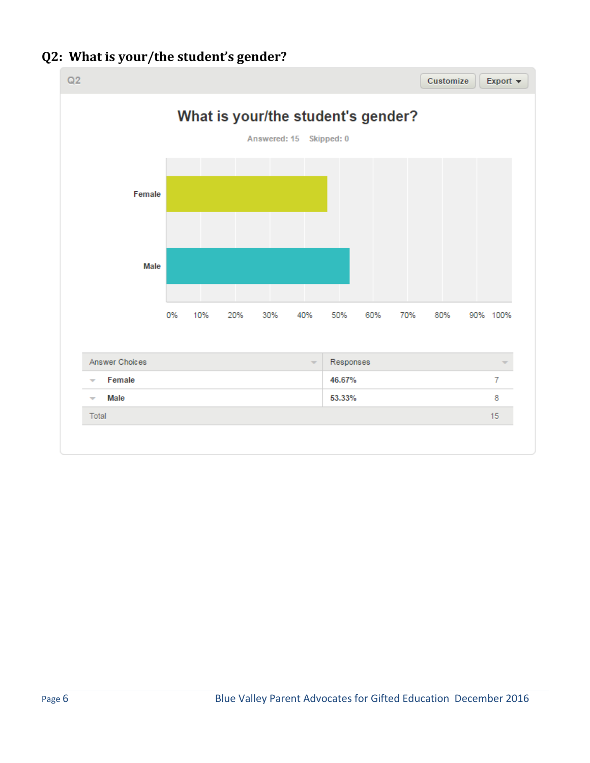## Q2: What is your/the student's gender?

Q2

What is your/the student's gender?

Answered: 15 Skipped: 0

| Answer Choices | Responses | |
|---|---|---|
| Female | 46.67% | 7 |
| Male | 53.33% | 8 |
| Total | | 15 |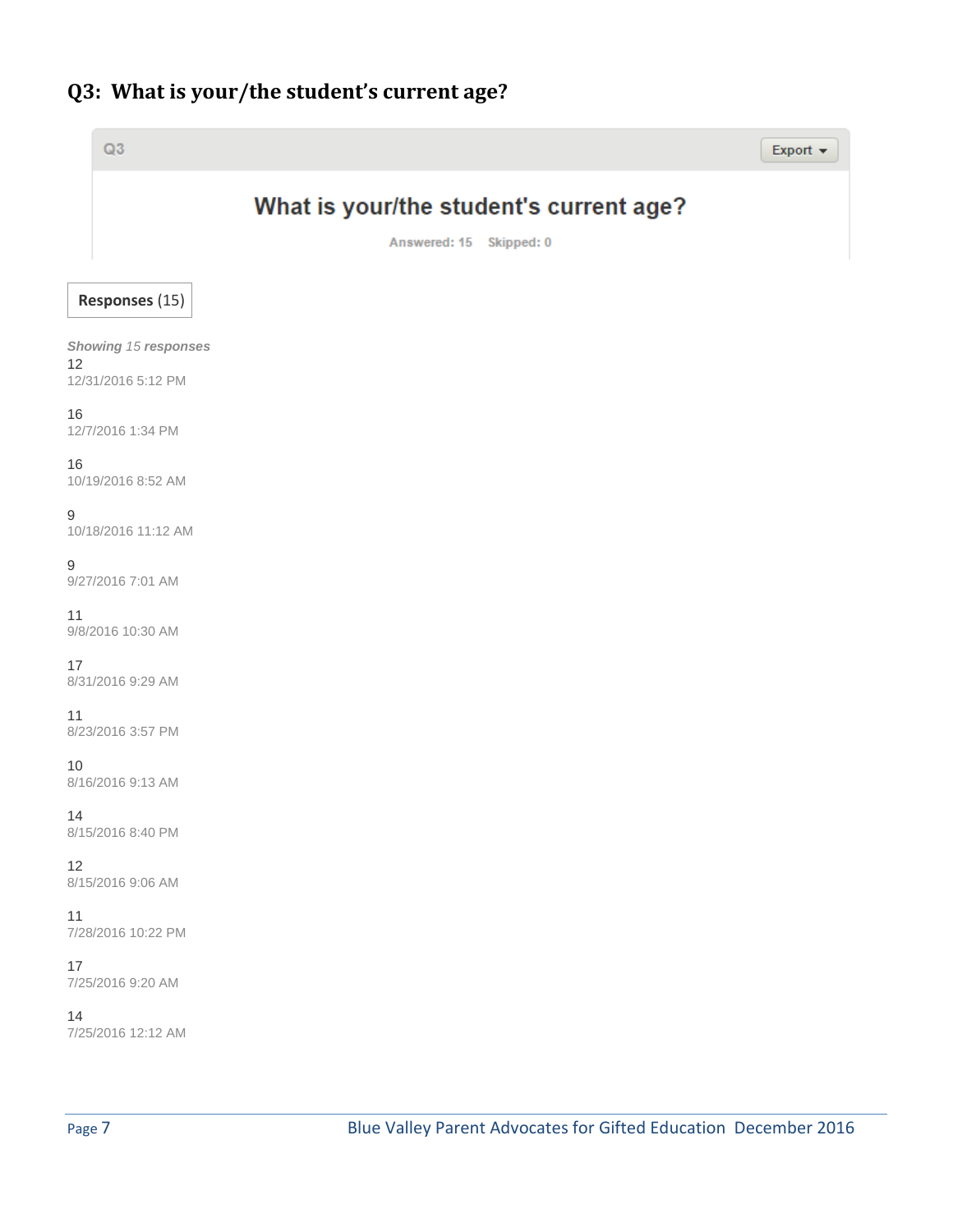## Q3: What is your/the student's current age?

Q3

Export

**What is your/the student's current age?**

Answered: 15 Skipped: 0

**Responses** (15)

*Showing 15 responses*

12
12/31/2016 5:12 PM

16
12/7/2016 1:34 PM

16
10/19/2016 8:52 AM

9
10/18/2016 11:12 AM

9
9/27/2016 7:01 AM

11
9/8/2016 10:30 AM

17
8/31/2016 9:29 AM

11
8/23/2016 3:57 PM

10
8/16/2016 9:13 AM

14
8/15/2016 8:40 PM

12
8/15/2016 9:06 AM

11
7/28/2016 10:22 PM

17
7/25/2016 9:20 AM

14
7/25/2016 12:12 AM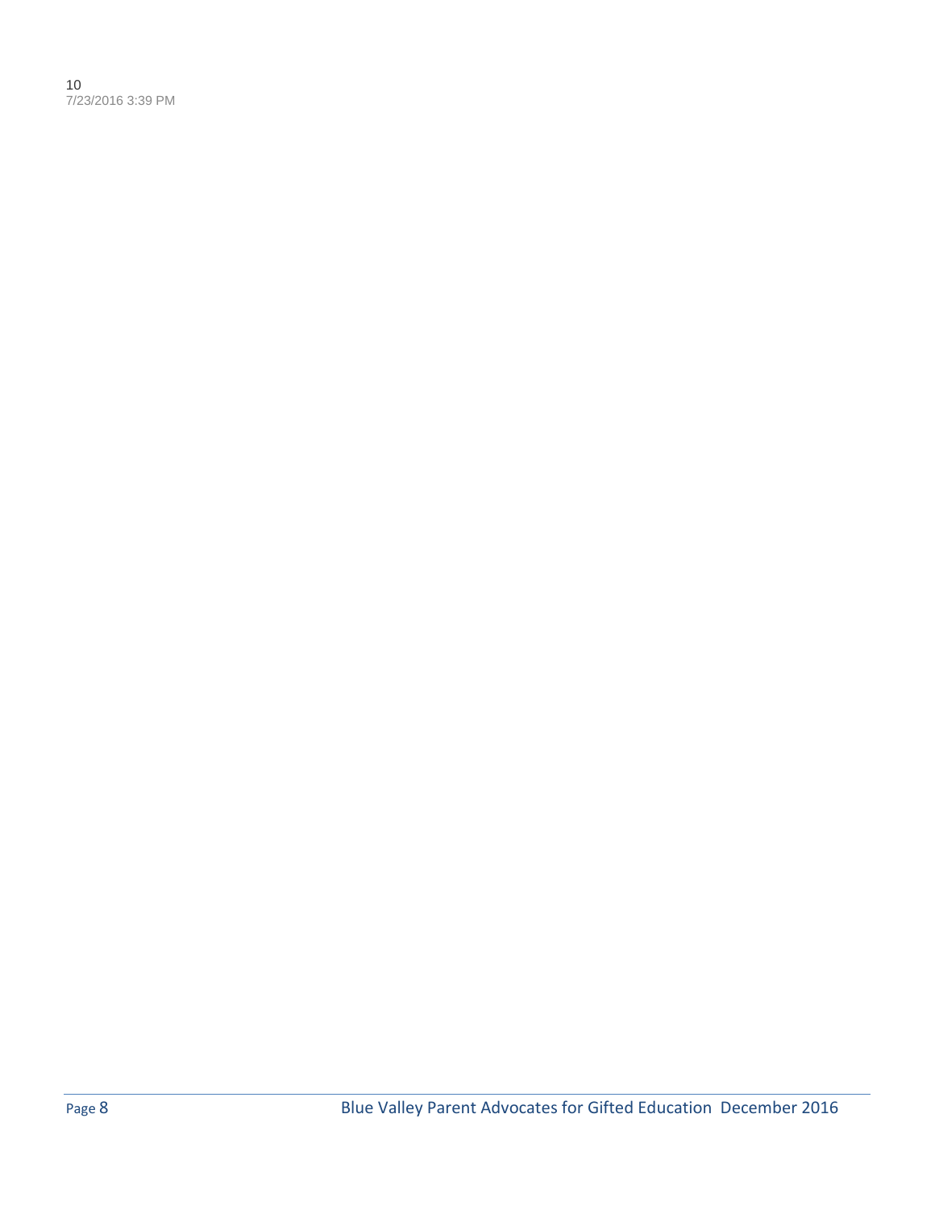10
7/23/2016 3:39 PM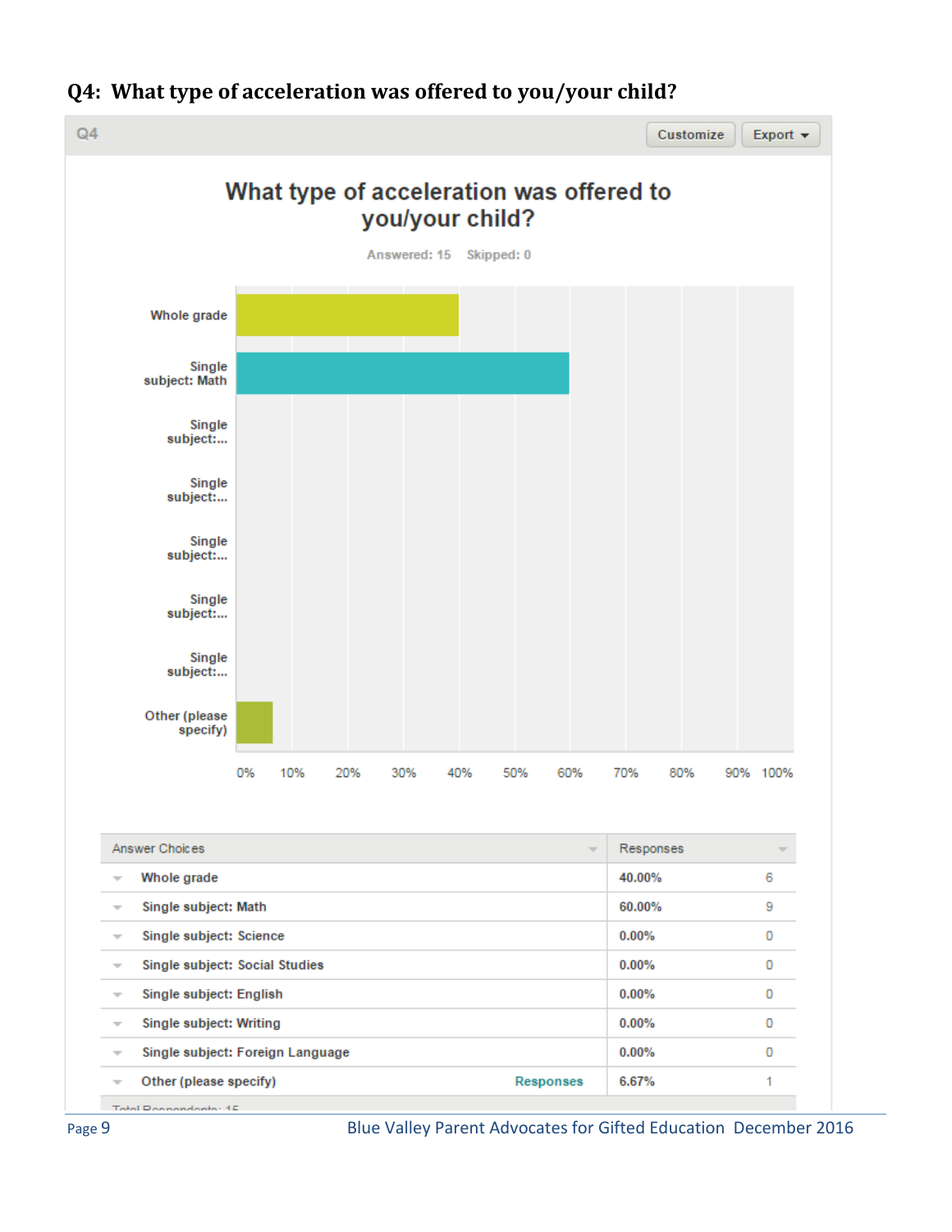## Q4: What type of acceleration was offered to you/your child?

Q4

What type of acceleration was offered to you/your child?

Answered: 15 Skipped: 0

| Answer Choices | | Responses | |
|---|---|---|---|
| Whole grade | | 40.00% | 6 |
| Single subject: Math | | 60.00% | 9 |
| Single subject: Science | | 0.00% | 0 |
| Single subject: Social Studies | | 0.00% | 0 |
| Single subject: English | | 0.00% | 0 |
| Single subject: Writing | | 0.00% | 0 |
| Single subject: Foreign Language | | 0.00% | 0 |
| Other (please specify) | Responses | 6.67% | 1 |
| Total Respondents: 15 | | | |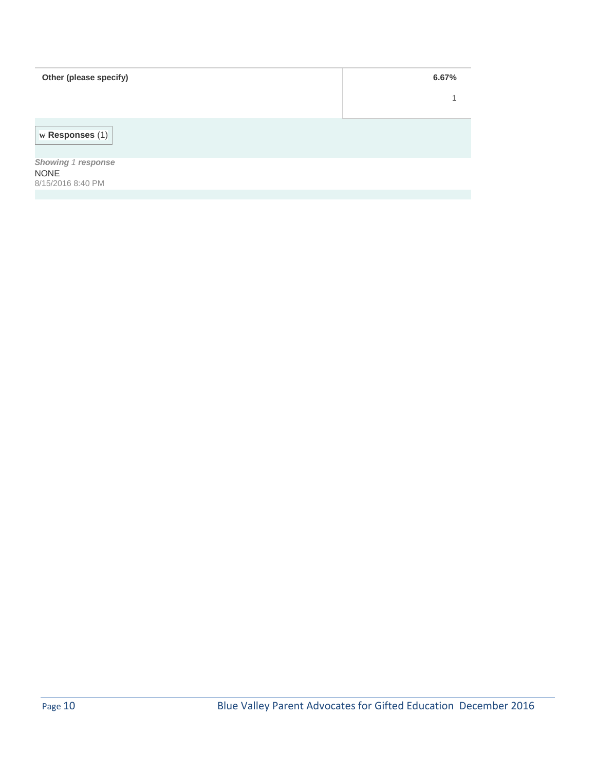| Other (please specify) | 6.67% |
| --- | --- |
| | 1 |

**w Responses** (1)

***Showing** 1 **response***

NONE

8/15/2016 8:40 PM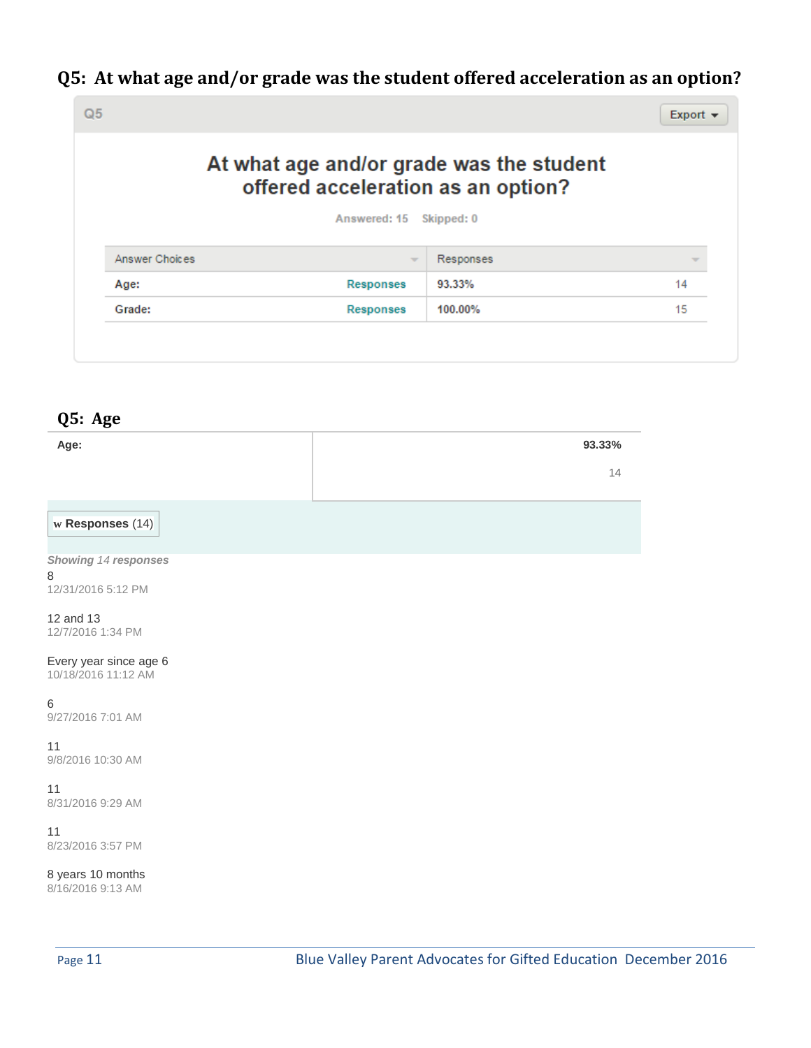## Q5: At what age and/or grade was the student offered acceleration as an option?

Q5

Export

**At what age and/or grade was the student offered acceleration as an option?**

Answered: 15 Skipped: 0

| Answer Choices | | Responses | |
|---|---|---|---|
| Age: | Responses | 93.33% | 14 |
| Grade: | Responses | 100.00% | 15 |

## Q5: Age

| Age: | 93.33% 14 |
|---|---|

**Responses** (14)

*Showing 14 responses*

8
12/31/2016 5:12 PM

12 and 13
12/7/2016 1:34 PM

Every year since age 6
10/18/2016 11:12 AM

6
9/27/2016 7:01 AM

11
9/8/2016 10:30 AM

11
8/31/2016 9:29 AM

11
8/23/2016 3:57 PM

8 years 10 months
8/16/2016 9:13 AM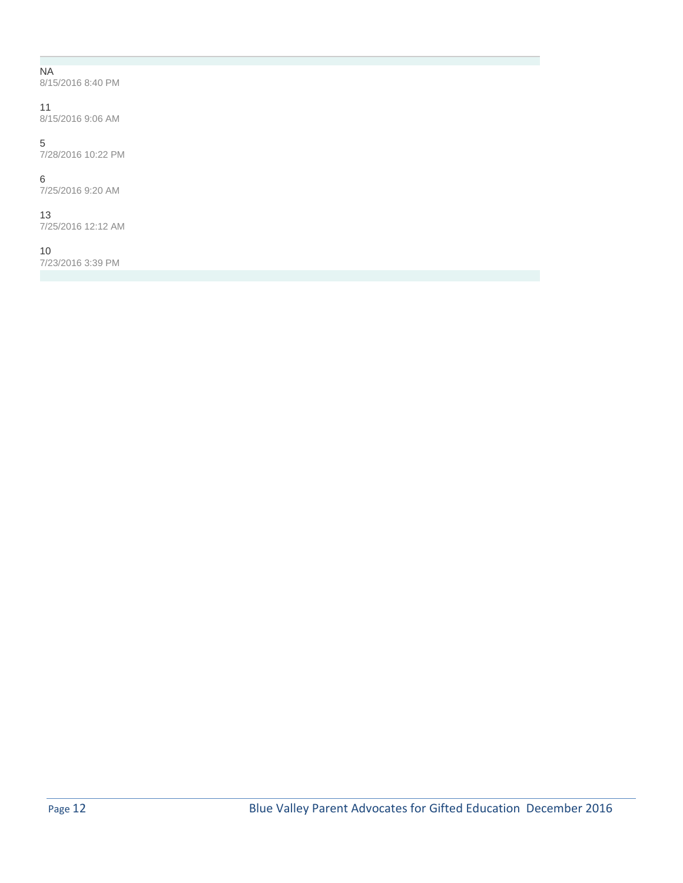NA
8/15/2016 8:40 PM

11
8/15/2016 9:06 AM

5
7/28/2016 10:22 PM

6
7/25/2016 9:20 AM

13
7/25/2016 12:12 AM

10
7/23/2016 3:39 PM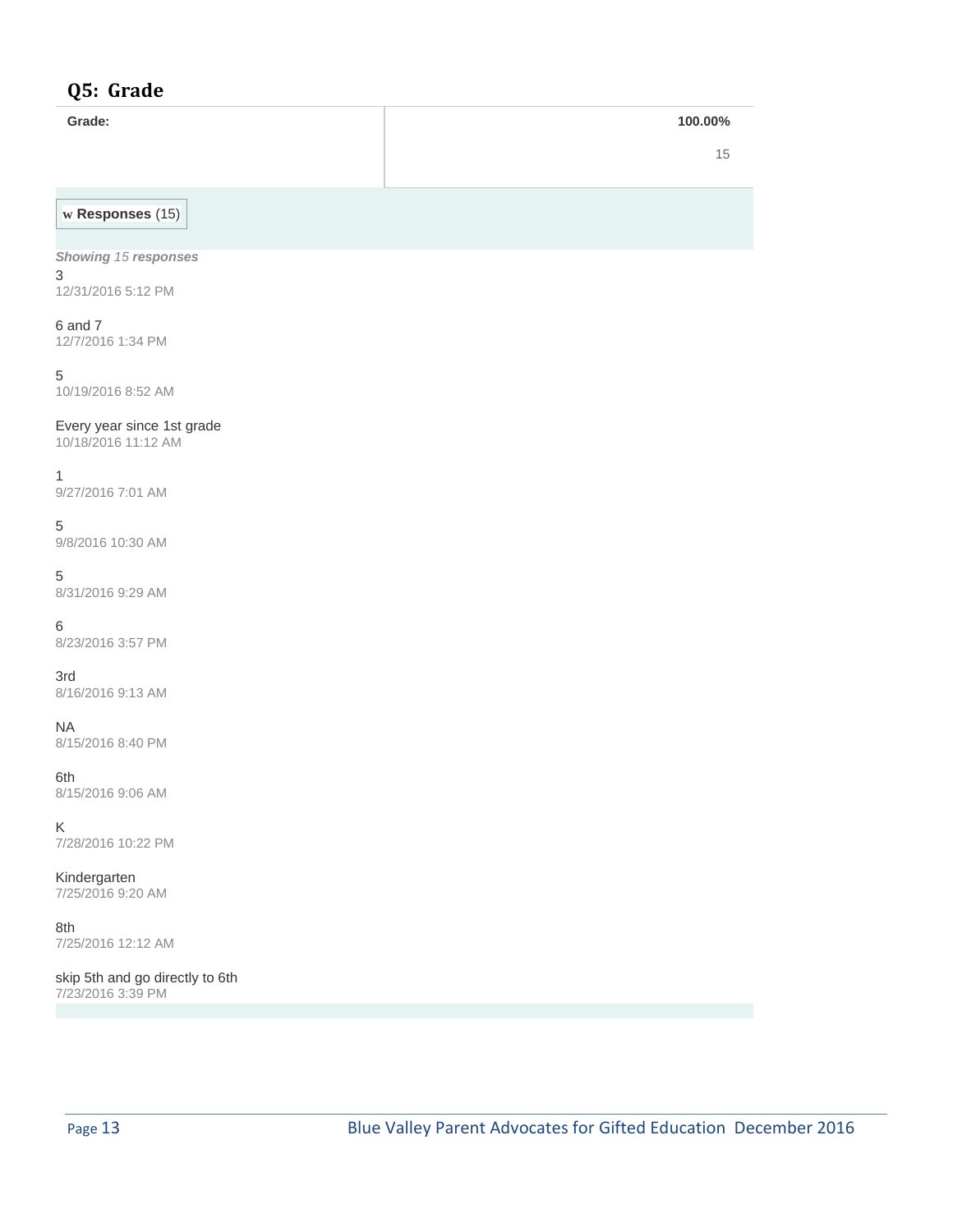## Q5: Grade

| Grade: | 100.00% |
|---|---|
| | 15 |

**w Responses** (15)

*Showing 15 responses*

3
12/31/2016 5:12 PM

6 and 7
12/7/2016 1:34 PM

5
10/19/2016 8:52 AM

Every year since 1st grade
10/18/2016 11:12 AM

1
9/27/2016 7:01 AM

5
9/8/2016 10:30 AM

5
8/31/2016 9:29 AM

6
8/23/2016 3:57 PM

3rd
8/16/2016 9:13 AM

NA
8/15/2016 8:40 PM

6th
8/15/2016 9:06 AM

K
7/28/2016 10:22 PM

Kindergarten
7/25/2016 9:20 AM

8th
7/25/2016 12:12 AM

skip 5th and go directly to 6th
7/23/2016 3:39 PM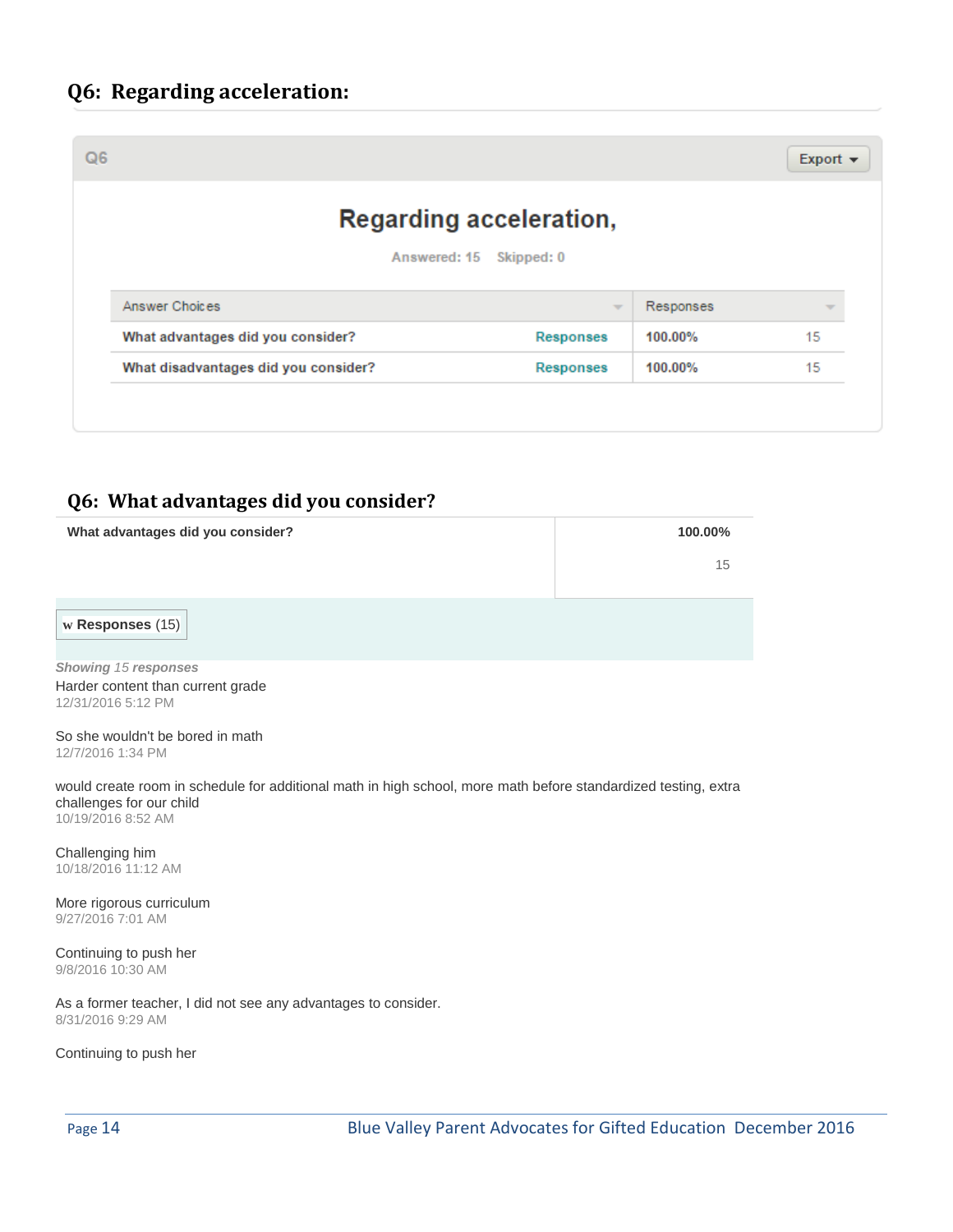## Q6: Regarding acceleration:

Q6

Export

**Regarding acceleration,**

Answered: 15 Skipped: 0

| Answer Choices | | Responses | |
|---|---|---|---|
| What advantages did you consider? | Responses | 100.00% | 15 |
| What disadvantages did you consider? | Responses | 100.00% | 15 |

## Q6: What advantages did you consider?

| What advantages did you consider? | 100.00% |
|---|---|
| | 15 |

w **Responses** (15)

*Showing 15 responses*

Harder content than current grade
12/31/2016 5:12 PM

So she wouldn't be bored in math
12/7/2016 1:34 PM

would create room in schedule for additional math in high school, more math before standardized testing, extra challenges for our child
10/19/2016 8:52 AM

Challenging him
10/18/2016 11:12 AM

More rigorous curriculum
9/27/2016 7:01 AM

Continuing to push her
9/8/2016 10:30 AM

As a former teacher, I did not see any advantages to consider.
8/31/2016 9:29 AM

Continuing to push her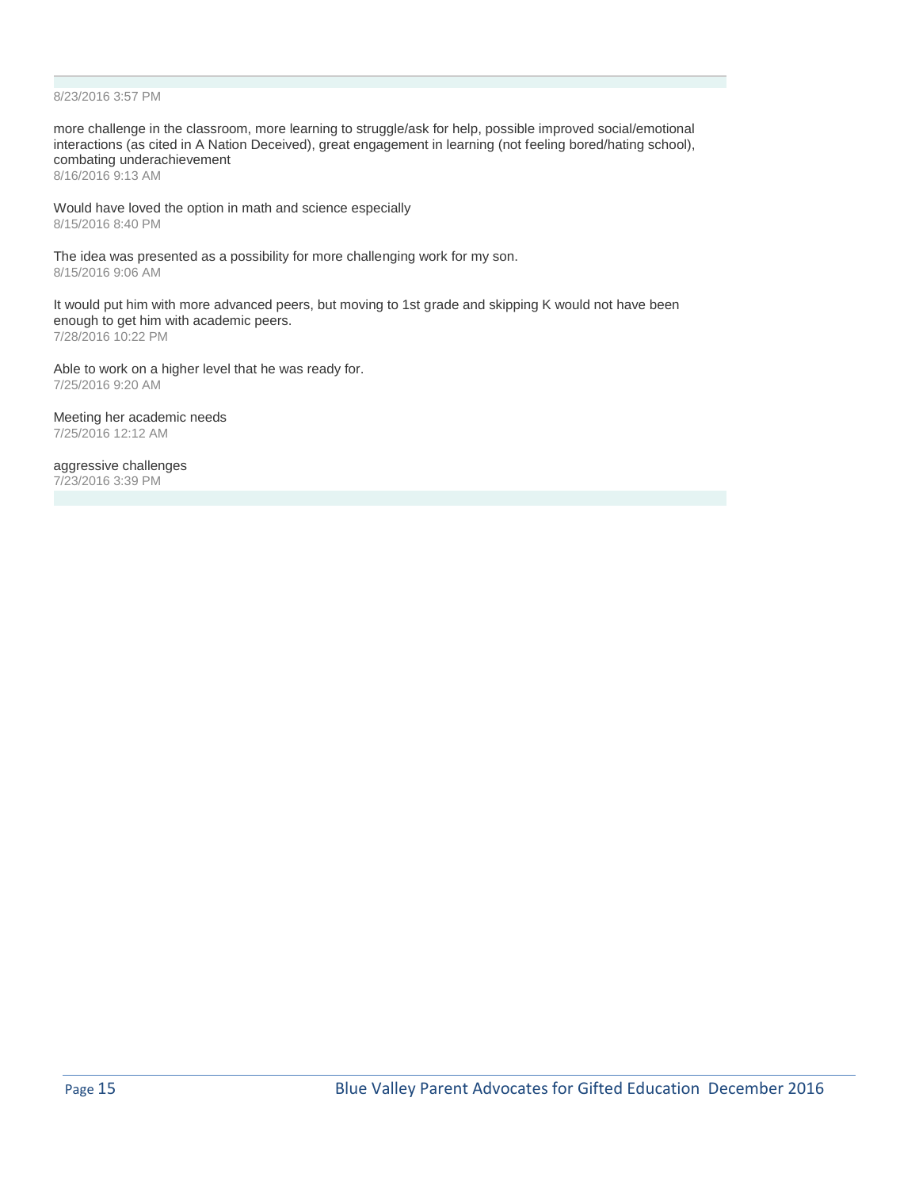8/23/2016 3:57 PM

more challenge in the classroom, more learning to struggle/ask for help, possible improved social/emotional interactions (as cited in A Nation Deceived), great engagement in learning (not feeling bored/hating school), combating underachievement
8/16/2016 9:13 AM

Would have loved the option in math and science especially
8/15/2016 8:40 PM

The idea was presented as a possibility for more challenging work for my son.
8/15/2016 9:06 AM

It would put him with more advanced peers, but moving to 1st grade and skipping K would not have been enough to get him with academic peers.
7/28/2016 10:22 PM

Able to work on a higher level that he was ready for.
7/25/2016 9:20 AM

Meeting her academic needs
7/25/2016 12:12 AM

aggressive challenges
7/23/2016 3:39 PM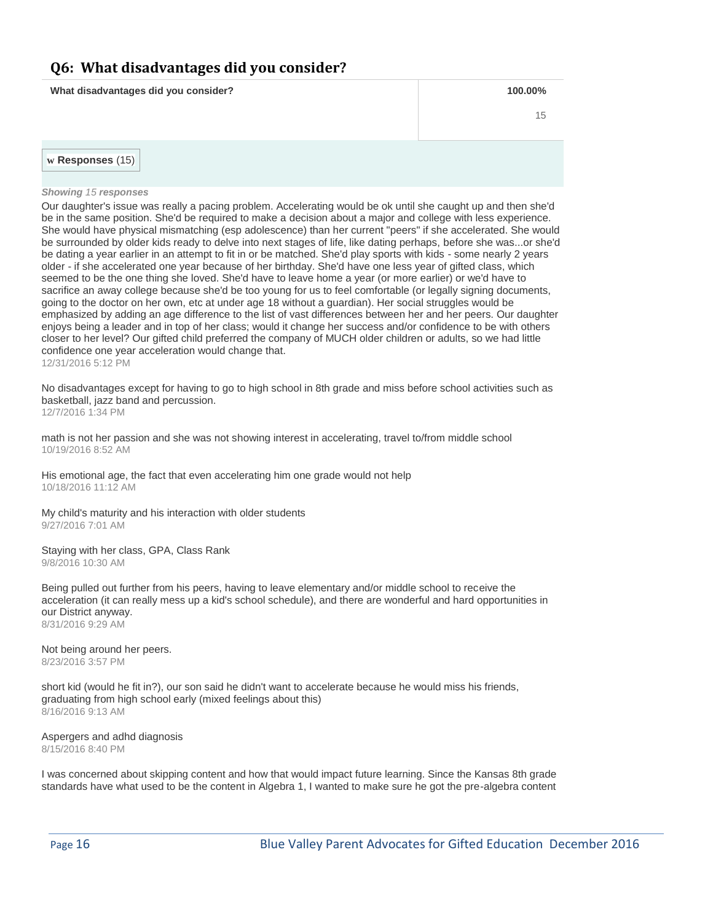## Q6: What disadvantages did you consider?

| What disadvantages did you consider? | 100.00% |
|---|---|
| | 15 |

**Responses** (15)

***Showing 15 responses***

Our daughter's issue was really a pacing problem. Accelerating would be ok until she caught up and then she'd be in the same position. She'd be required to make a decision about a major and college with less experience. She would have physical mismatching (esp adolescence) than her current "peers" if she accelerated. She would be surrounded by older kids ready to delve into next stages of life, like dating perhaps, before she was...or she'd be dating a year earlier in an attempt to fit in or be matched. She'd play sports with kids - some nearly 2 years older - if she accelerated one year because of her birthday. She'd have one less year of gifted class, which seemed to be the one thing she loved. She'd have to leave home a year (or more earlier) or we'd have to sacrifice an away college because she'd be too young for us to feel comfortable (or legally signing documents, going to the doctor on her own, etc at under age 18 without a guardian). Her social struggles would be emphasized by adding an age difference to the list of vast differences between her and her peers. Our daughter enjoys being a leader and in top of her class; would it change her success and/or confidence to be with others closer to her level? Our gifted child preferred the company of MUCH older children or adults, so we had little confidence one year acceleration would change that.
12/31/2016 5:12 PM

No disadvantages except for having to go to high school in 8th grade and miss before school activities such as basketball, jazz band and percussion.
12/7/2016 1:34 PM

math is not her passion and she was not showing interest in accelerating, travel to/from middle school
10/19/2016 8:52 AM

His emotional age, the fact that even accelerating him one grade would not help
10/18/2016 11:12 AM

My child's maturity and his interaction with older students
9/27/2016 7:01 AM

Staying with her class, GPA, Class Rank
9/8/2016 10:30 AM

Being pulled out further from his peers, having to leave elementary and/or middle school to receive the acceleration (it can really mess up a kid's school schedule), and there are wonderful and hard opportunities in our District anyway.
8/31/2016 9:29 AM

Not being around her peers.
8/23/2016 3:57 PM

short kid (would he fit in?), our son said he didn't want to accelerate because he would miss his friends, graduating from high school early (mixed feelings about this)
8/16/2016 9:13 AM

Aspergers and adhd diagnosis
8/15/2016 8:40 PM

I was concerned about skipping content and how that would impact future learning. Since the Kansas 8th grade standards have what used to be the content in Algebra 1, I wanted to make sure he got the pre-algebra content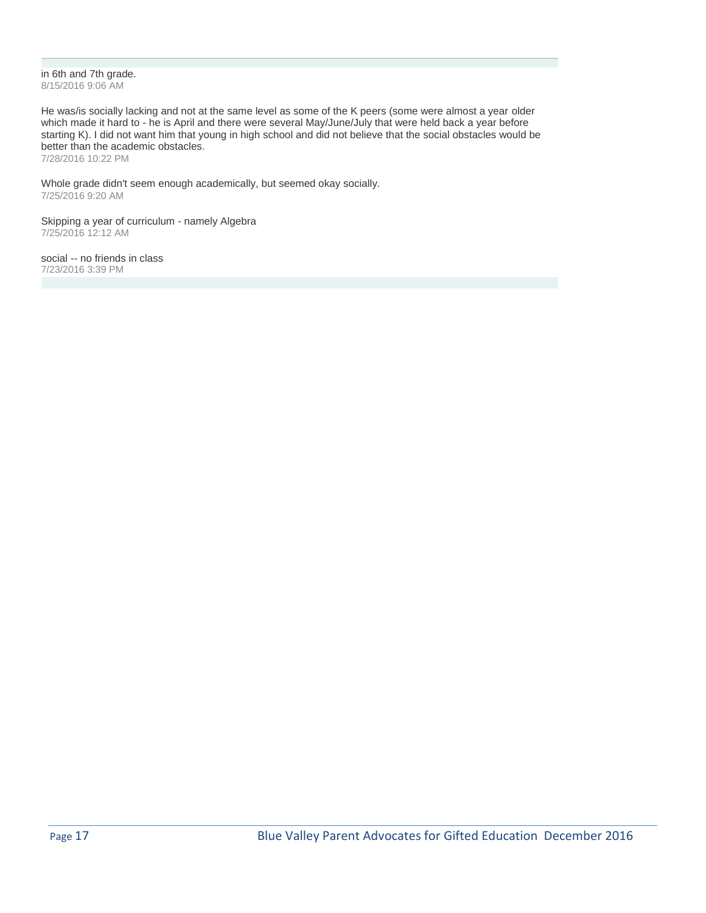in 6th and 7th grade.
8/15/2016 9:06 AM

He was/is socially lacking and not at the same level as some of the K peers (some were almost a year older which made it hard to - he is April and there were several May/June/July that were held back a year before starting K). I did not want him that young in high school and did not believe that the social obstacles would be better than the academic obstacles.
7/28/2016 10:22 PM

Whole grade didn't seem enough academically, but seemed okay socially.
7/25/2016 9:20 AM

Skipping a year of curriculum - namely Algebra
7/25/2016 12:12 AM

social -- no friends in class
7/23/2016 3:39 PM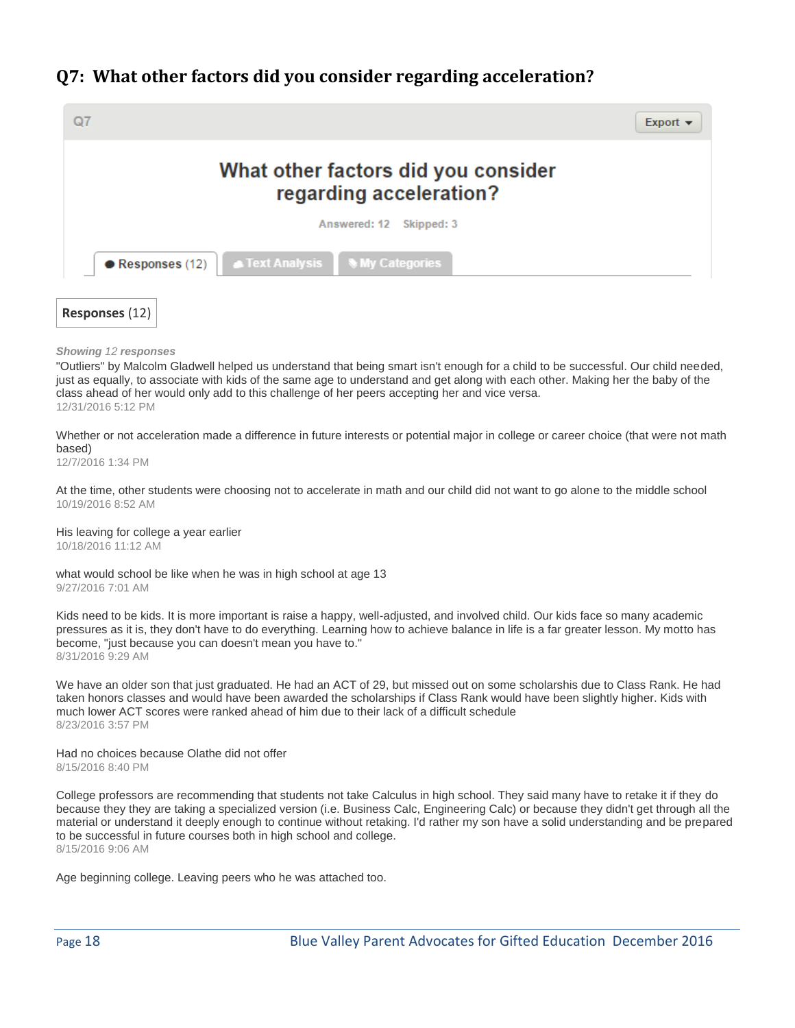## Q7: What other factors did you consider regarding acceleration?

Q7

What other factors did you consider regarding acceleration?

Answered: 12 Skipped: 3

Responses (12) | Text Analysis | My Categories

**Responses** (12)

*Showing 12 responses*

"Outliers" by Malcolm Gladwell helped us understand that being smart isn't enough for a child to be successful. Our child needed, just as equally, to associate with kids of the same age to understand and get along with each other. Making her the baby of the class ahead of her would only add to this challenge of her peers accepting her and vice versa.
12/31/2016 5:12 PM

Whether or not acceleration made a difference in future interests or potential major in college or career choice (that were not math based)
12/7/2016 1:34 PM

At the time, other students were choosing not to accelerate in math and our child did not want to go alone to the middle school
10/19/2016 8:52 AM

His leaving for college a year earlier
10/18/2016 11:12 AM

what would school be like when he was in high school at age 13
9/27/2016 7:01 AM

Kids need to be kids. It is more important is raise a happy, well-adjusted, and involved child. Our kids face so many academic pressures as it is, they don't have to do everything. Learning how to achieve balance in life is a far greater lesson. My motto has become, "just because you can doesn't mean you have to."
8/31/2016 9:29 AM

We have an older son that just graduated. He had an ACT of 29, but missed out on some scholarshis due to Class Rank. He had taken honors classes and would have been awarded the scholarships if Class Rank would have been slightly higher. Kids with much lower ACT scores were ranked ahead of him due to their lack of a difficult schedule
8/23/2016 3:57 PM

Had no choices because Olathe did not offer
8/15/2016 8:40 PM

College professors are recommending that students not take Calculus in high school. They said many have to retake it if they do because they they are taking a specialized version (i.e. Business Calc, Engineering Calc) or because they didn't get through all the material or understand it deeply enough to continue without retaking. I'd rather my son have a solid understanding and be prepared to be successful in future courses both in high school and college.
8/15/2016 9:06 AM

Age beginning college. Leaving peers who he was attached too.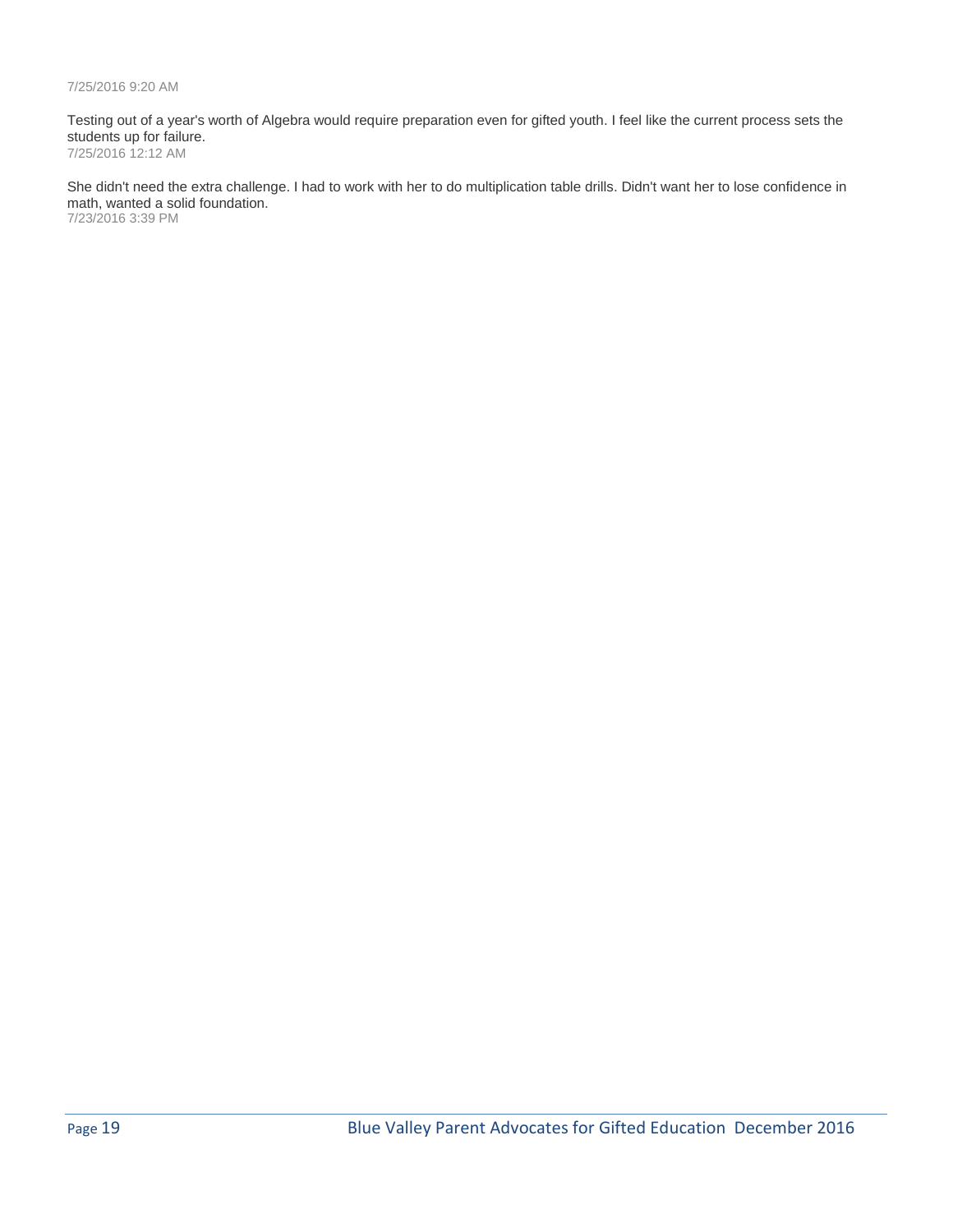7/25/2016 9:20 AM

Testing out of a year's worth of Algebra would require preparation even for gifted youth. I feel like the current process sets the students up for failure.
7/25/2016 12:12 AM

She didn't need the extra challenge. I had to work with her to do multiplication table drills. Didn't want her to lose confidence in math, wanted a solid foundation.
7/23/2016 3:39 PM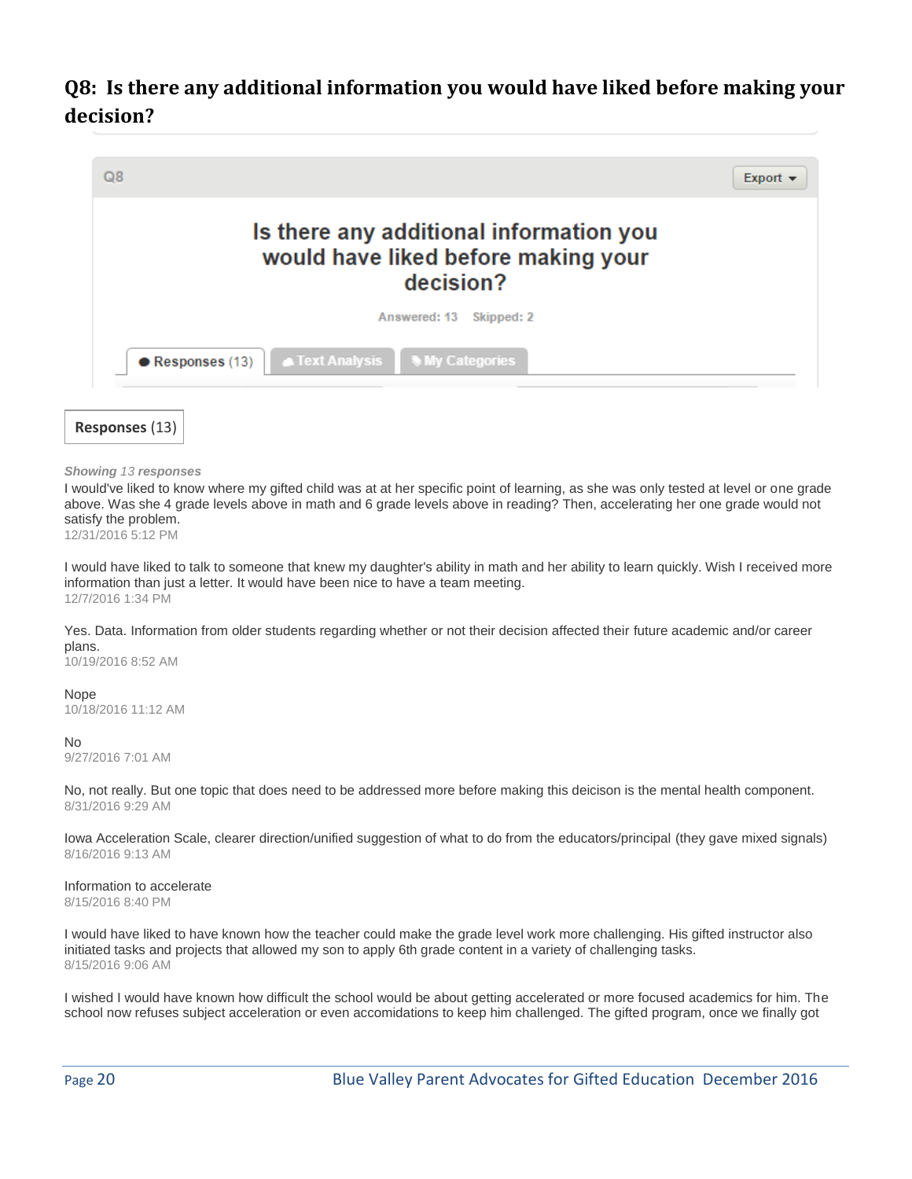## Q8: Is there any additional information you would have liked before making your decision?

Q8

Export ▾

Is there any additional information you would have liked before making your decision?

Answered: 13 Skipped: 2

Responses (13) | Text Analysis | My Categories

**Responses** (13)

***Showing** 13 **responses***

I would've liked to know where my gifted child was at at her specific point of learning, as she was only tested at level or one grade above. Was she 4 grade levels above in math and 6 grade levels above in reading? Then, accelerating her one grade would not satisfy the problem.
12/31/2016 5:12 PM

I would have liked to talk to someone that knew my daughter's ability in math and her ability to learn quickly. Wish I received more information than just a letter. It would have been nice to have a team meeting.
12/7/2016 1:34 PM

Yes. Data. Information from older students regarding whether or not their decision affected their future academic and/or career plans.
10/19/2016 8:52 AM

Nope
10/18/2016 11:12 AM

No
9/27/2016 7:01 AM

No, not really. But one topic that does need to be addressed more before making this deicison is the mental health component.
8/31/2016 9:29 AM

Iowa Acceleration Scale, clearer direction/unified suggestion of what to do from the educators/principal (they gave mixed signals)
8/16/2016 9:13 AM

Information to accelerate
8/15/2016 8:40 PM

I would have liked to have known how the teacher could make the grade level work more challenging. His gifted instructor also initiated tasks and projects that allowed my son to apply 6th grade content in a variety of challenging tasks.
8/15/2016 9:06 AM

I wished I would have known how difficult the school would be about getting accelerated or more focused academics for him. The school now refuses subject acceleration or even accomidations to keep him challenged. The gifted program, once we finally got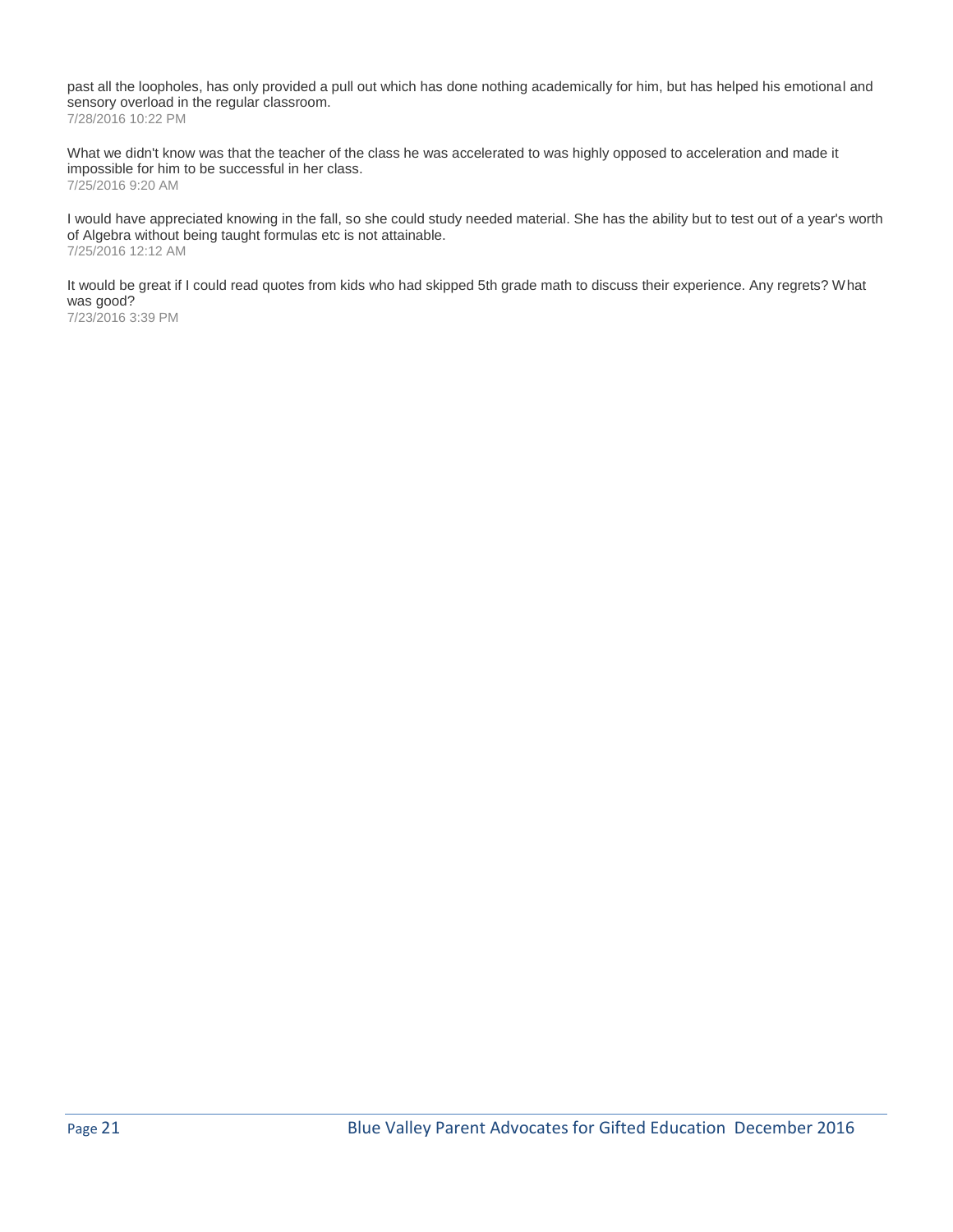past all the loopholes, has only provided a pull out which has done nothing academically for him, but has helped his emotional and sensory overload in the regular classroom.
7/28/2016 10:22 PM

What we didn't know was that the teacher of the class he was accelerated to was highly opposed to acceleration and made it impossible for him to be successful in her class.
7/25/2016 9:20 AM

I would have appreciated knowing in the fall, so she could study needed material. She has the ability but to test out of a year's worth of Algebra without being taught formulas etc is not attainable.
7/25/2016 12:12 AM

It would be great if I could read quotes from kids who had skipped 5th grade math to discuss their experience. Any regrets? What was good?
7/23/2016 3:39 PM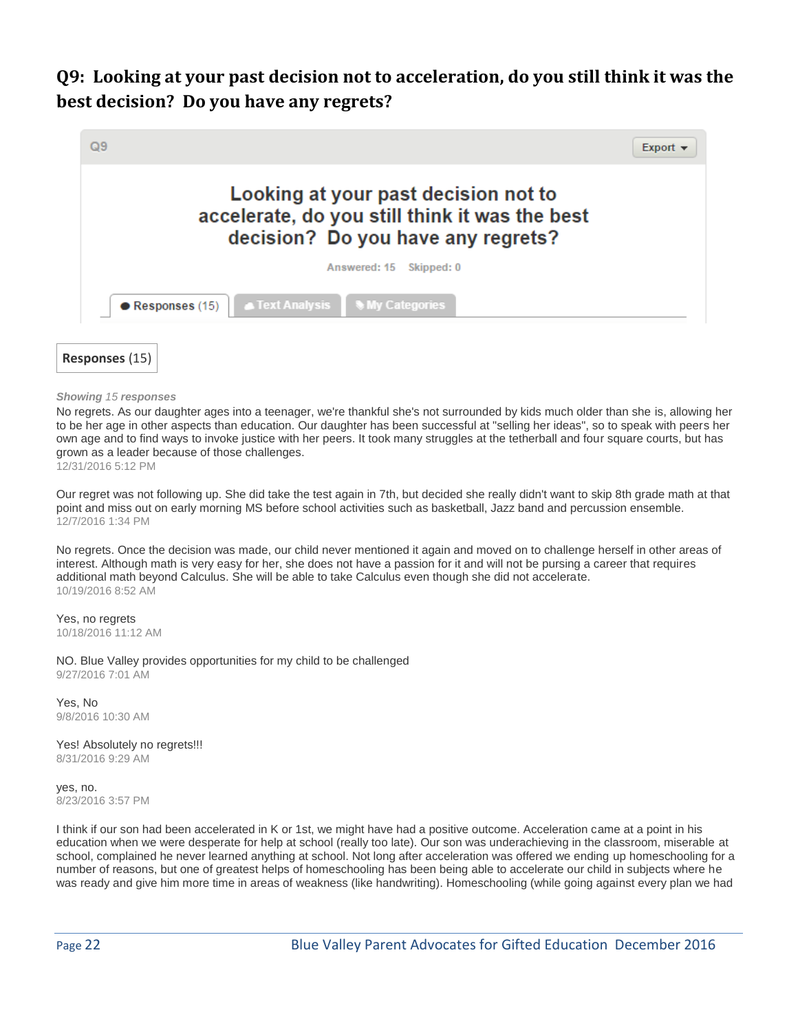## Q9: Looking at your past decision not to acceleration, do you still think it was the best decision? Do you have any regrets?

Q9

Export ▾

**Looking at your past decision not to accelerate, do you still think it was the best decision? Do you have any regrets?**

Answered: 15 Skipped: 0

● Responses (15) | Text Analysis | My Categories

**Responses** (15)

*Showing 15 responses*

No regrets. As our daughter ages into a teenager, we're thankful she's not surrounded by kids much older than she is, allowing her to be her age in other aspects than education. Our daughter has been successful at "selling her ideas", so to speak with peers her own age and to find ways to invoke justice with her peers. It took many struggles at the tetherball and four square courts, but has grown as a leader because of those challenges.
12/31/2016 5:12 PM

Our regret was not following up. She did take the test again in 7th, but decided she really didn't want to skip 8th grade math at that point and miss out on early morning MS before school activities such as basketball, Jazz band and percussion ensemble.
12/7/2016 1:34 PM

No regrets. Once the decision was made, our child never mentioned it again and moved on to challenge herself in other areas of interest. Although math is very easy for her, she does not have a passion for it and will not be pursing a career that requires additional math beyond Calculus. She will be able to take Calculus even though she did not accelerate.
10/19/2016 8:52 AM

Yes, no regrets
10/18/2016 11:12 AM

NO. Blue Valley provides opportunities for my child to be challenged
9/27/2016 7:01 AM

Yes, No
9/8/2016 10:30 AM

Yes! Absolutely no regrets!!!
8/31/2016 9:29 AM

yes, no.
8/23/2016 3:57 PM

I think if our son had been accelerated in K or 1st, we might have had a positive outcome. Acceleration came at a point in his education when we were desperate for help at school (really too late). Our son was underachieving in the classroom, miserable at school, complained he never learned anything at school. Not long after acceleration was offered we ending up homeschooling for a number of reasons, but one of greatest helps of homeschooling has been being able to accelerate our child in subjects where he was ready and give him more time in areas of weakness (like handwriting). Homeschooling (while going against every plan we had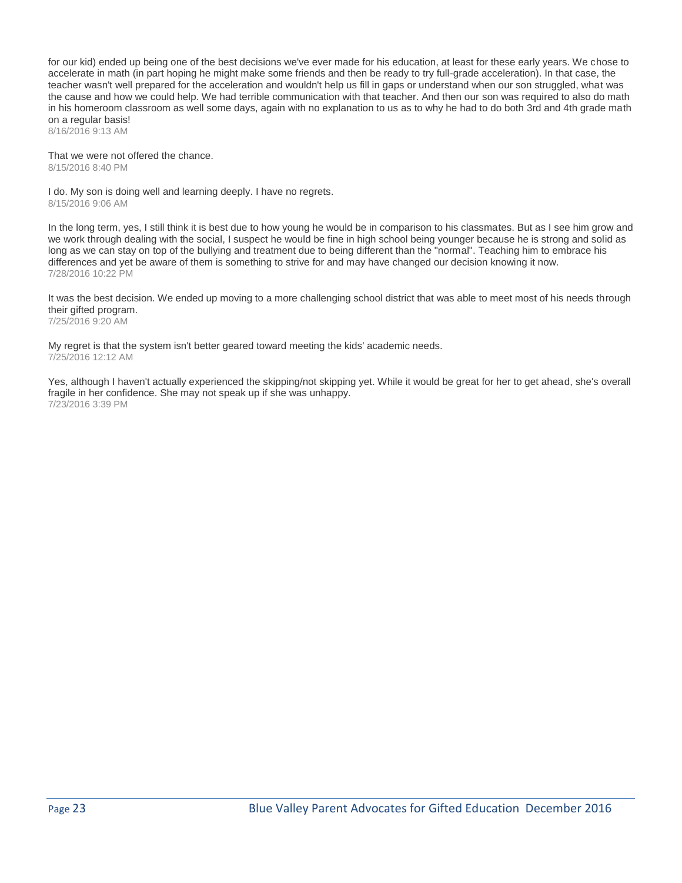for our kid) ended up being one of the best decisions we've ever made for his education, at least for these early years. We chose to accelerate in math (in part hoping he might make some friends and then be ready to try full-grade acceleration). In that case, the teacher wasn't well prepared for the acceleration and wouldn't help us fill in gaps or understand when our son struggled, what was the cause and how we could help. We had terrible communication with that teacher. And then our son was required to also do math in his homeroom classroom as well some days, again with no explanation to us as to why he had to do both 3rd and 4th grade math on a regular basis!
8/16/2016 9:13 AM

That we were not offered the chance.
8/15/2016 8:40 PM

I do. My son is doing well and learning deeply. I have no regrets.
8/15/2016 9:06 AM

In the long term, yes, I still think it is best due to how young he would be in comparison to his classmates. But as I see him grow and we work through dealing with the social, I suspect he would be fine in high school being younger because he is strong and solid as long as we can stay on top of the bullying and treatment due to being different than the "normal". Teaching him to embrace his differences and yet be aware of them is something to strive for and may have changed our decision knowing it now.
7/28/2016 10:22 PM

It was the best decision. We ended up moving to a more challenging school district that was able to meet most of his needs through their gifted program.
7/25/2016 9:20 AM

My regret is that the system isn't better geared toward meeting the kids' academic needs.
7/25/2016 12:12 AM

Yes, although I haven't actually experienced the skipping/not skipping yet. While it would be great for her to get ahead, she's overall fragile in her confidence. She may not speak up if she was unhappy.
7/23/2016 3:39 PM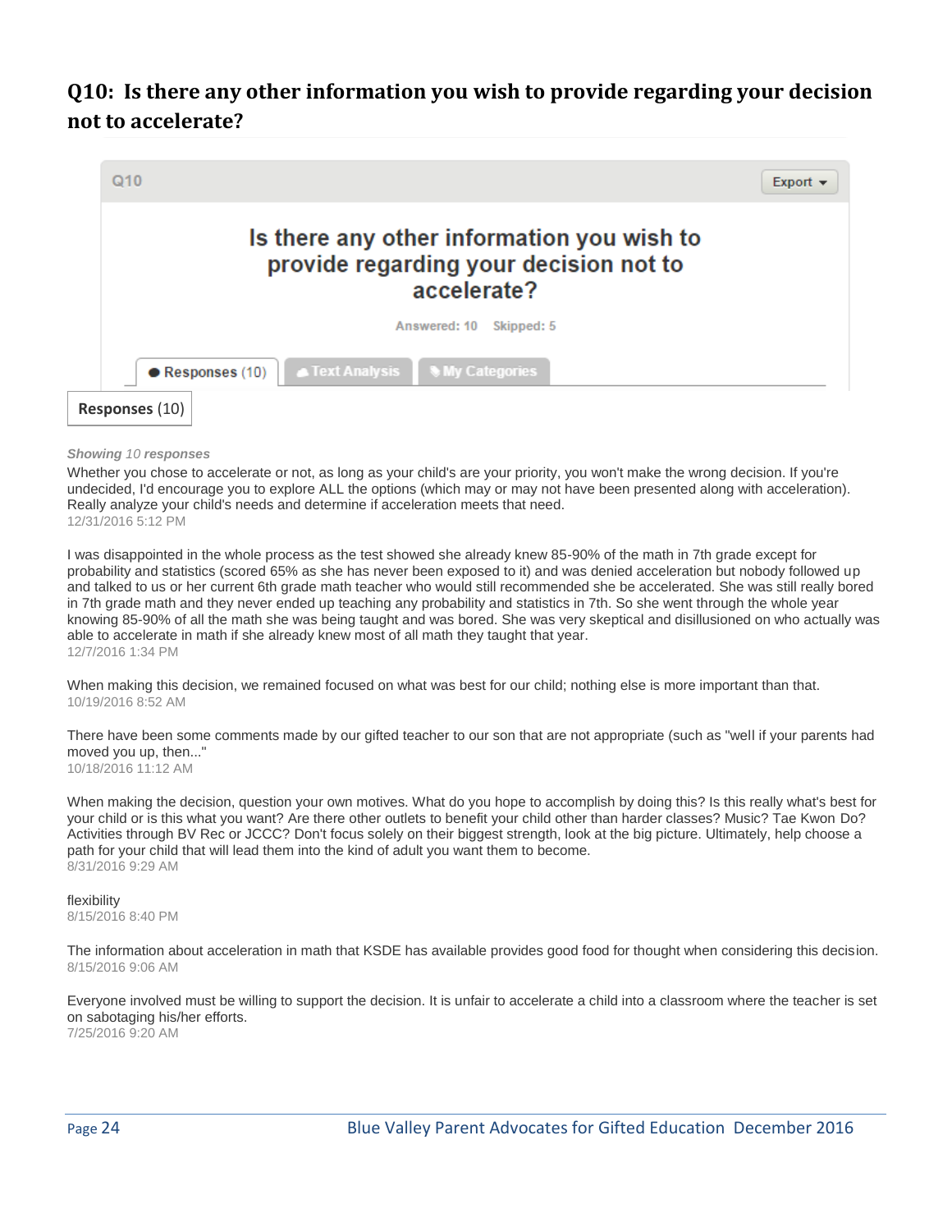## Q10: Is there any other information you wish to provide regarding your decision not to accelerate?

Q10

Export ▾

**Is there any other information you wish to provide regarding your decision not to accelerate?**

Answered: 10 Skipped: 5

Responses (10) | Text Analysis | My Categories

**Responses** (10)

***Showing** 10 **responses***

Whether you chose to accelerate or not, as long as your child's are your priority, you won't make the wrong decision. If you're undecided, I'd encourage you to explore ALL the options (which may or may not have been presented along with acceleration). Really analyze your child's needs and determine if acceleration meets that need.
12/31/2016 5:12 PM

I was disappointed in the whole process as the test showed she already knew 85-90% of the math in 7th grade except for probability and statistics (scored 65% as she has never been exposed to it) and was denied acceleration but nobody followed up and talked to us or her current 6th grade math teacher who would still recommended she be accelerated. She was still really bored in 7th grade math and they never ended up teaching any probability and statistics in 7th. So she went through the whole year knowing 85-90% of all the math she was being taught and was bored. She was very skeptical and disillusioned on who actually was able to accelerate in math if she already knew most of all math they taught that year.
12/7/2016 1:34 PM

When making this decision, we remained focused on what was best for our child; nothing else is more important than that.
10/19/2016 8:52 AM

There have been some comments made by our gifted teacher to our son that are not appropriate (such as "well if your parents had moved you up, then..."
10/18/2016 11:12 AM

When making the decision, question your own motives. What do you hope to accomplish by doing this? Is this really what's best for your child or is this what you want? Are there other outlets to benefit your child other than harder classes? Music? Tae Kwon Do? Activities through BV Rec or JCCC? Don't focus solely on their biggest strength, look at the big picture. Ultimately, help choose a path for your child that will lead them into the kind of adult you want them to become.
8/31/2016 9:29 AM

flexibility
8/15/2016 8:40 PM

The information about acceleration in math that KSDE has available provides good food for thought when considering this decision.
8/15/2016 9:06 AM

Everyone involved must be willing to support the decision. It is unfair to accelerate a child into a classroom where the teacher is set on sabotaging his/her efforts.
7/25/2016 9:20 AM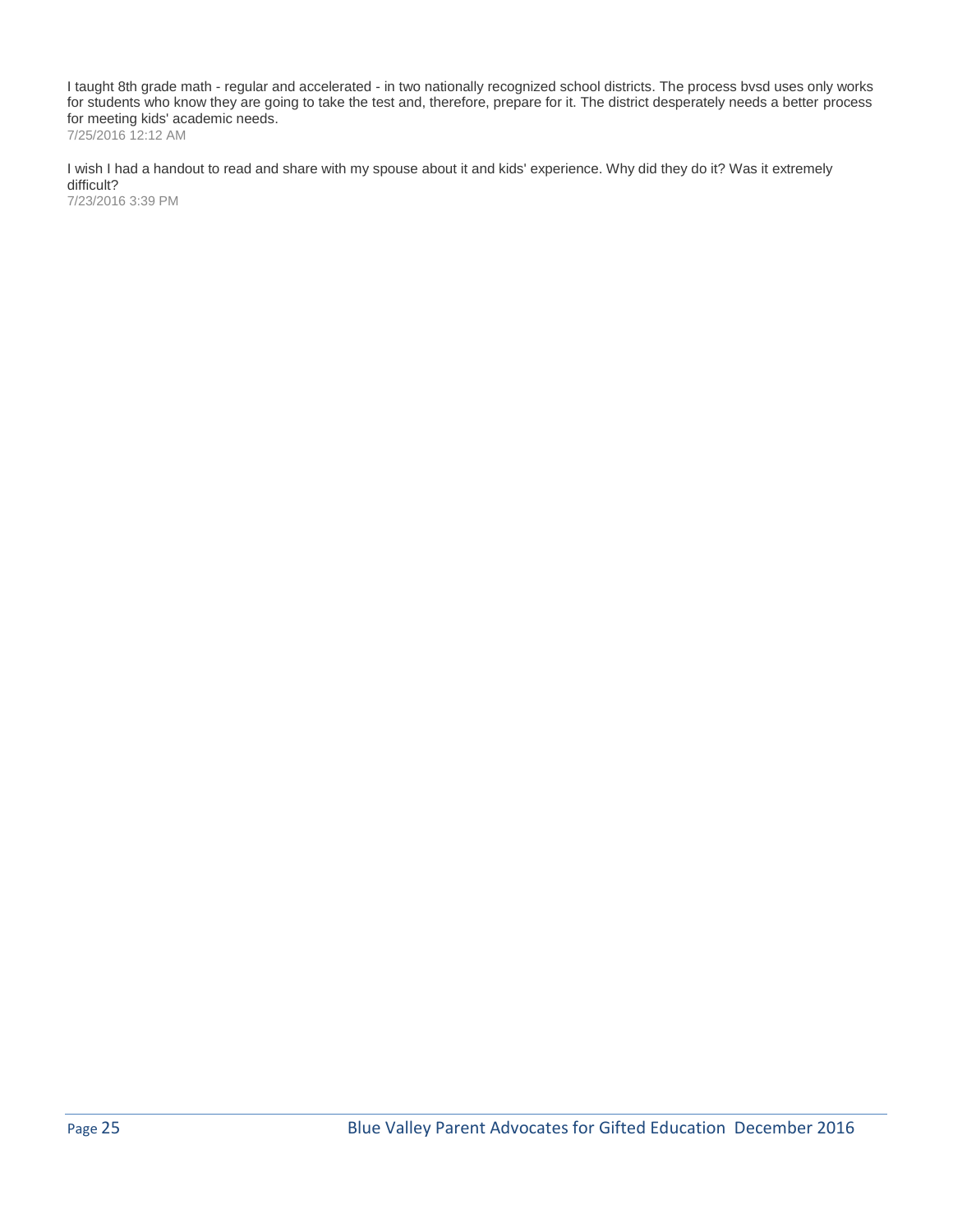I taught 8th grade math - regular and accelerated - in two nationally recognized school districts. The process bvsd uses only works for students who know they are going to take the test and, therefore, prepare for it. The district desperately needs a better process for meeting kids' academic needs.
7/25/2016 12:12 AM

I wish I had a handout to read and share with my spouse about it and kids' experience. Why did they do it? Was it extremely difficult?
7/23/2016 3:39 PM